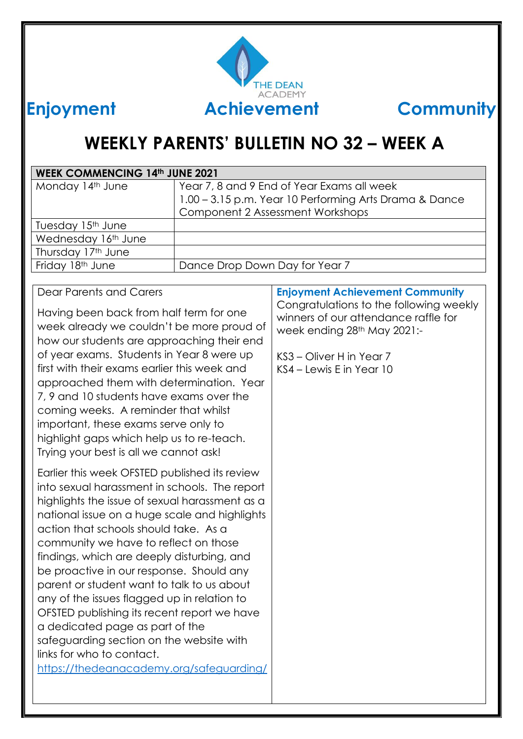THE DEAN ACADEMY

**Enjoyment** **Achievement** **Community**

# WEEKLY PARENTS' BULLETIN NO 32 – WEEK A

| WEEK COMMENCING 14th JUNE 2021 | |
|---|---|
| Monday 14th June | Year 7, 8 and 9 End of Year Exams all week<br>1.00 – 3.15 p.m. Year 10 Performing Arts Drama & Dance Component 2 Assessment Workshops |
| Tuesday 15th June | |
| Wednesday 16th June | |
| Thursday 17th June | |
| Friday 18th June | Dance Drop Down Day for Year 7 |

Dear Parents and Carers

Having been back from half term for one week already we couldn't be more proud of how our students are approaching their end of year exams. Students in Year 8 were up first with their exams earlier this week and approached them with determination. Year 7, 9 and 10 students have exams over the coming weeks. A reminder that whilst important, these exams serve only to highlight gaps which help us to re-teach. Trying your best is all we cannot ask!

Earlier this week OFSTED published its review into sexual harassment in schools. The report highlights the issue of sexual harassment as a national issue on a huge scale and highlights action that schools should take. As a community we have to reflect on those findings, which are deeply disturbing, and be proactive in our response. Should any parent or student want to talk to us about any of the issues flagged up in relation to OFSTED publishing its recent report we have a dedicated page as part of the safeguarding section on the website with links for who to contact.
https://thedeanacademy.org/safeguarding/

**Enjoyment Achievement Community**

Congratulations to the following weekly winners of our attendance raffle for week ending 28th May 2021:-

KS3 – Oliver H in Year 7
KS4 – Lewis E in Year 10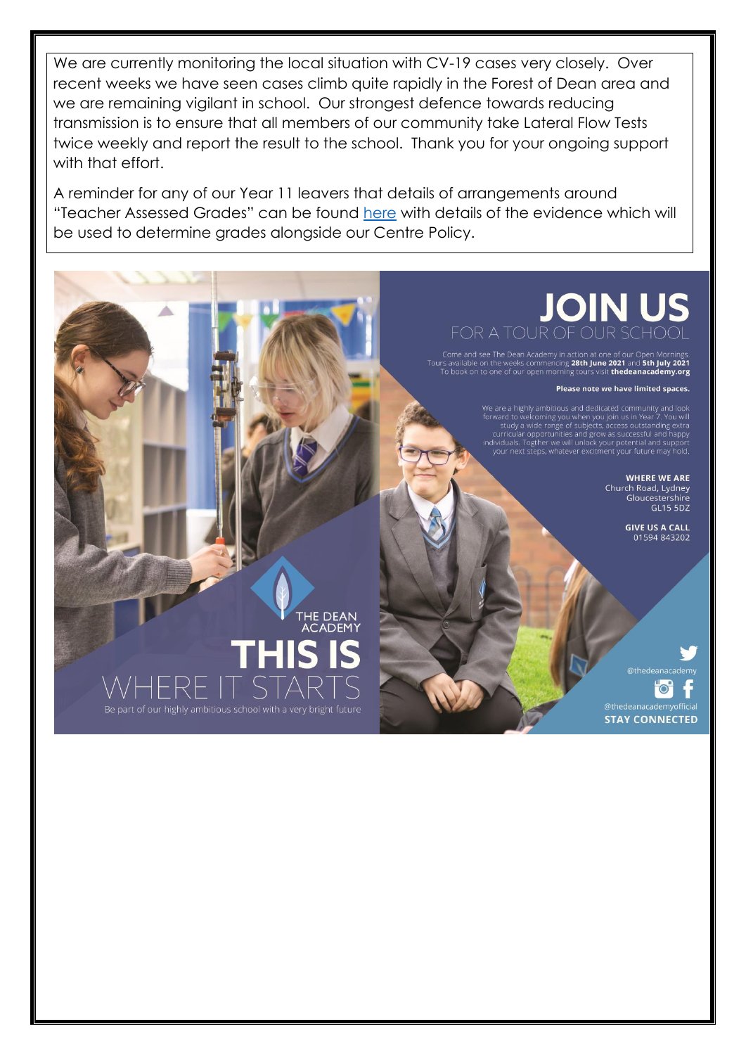We are currently monitoring the local situation with CV-19 cases very closely. Over recent weeks we have seen cases climb quite rapidly in the Forest of Dean area and we are remaining vigilant in school. Our strongest defence towards reducing transmission is to ensure that all members of our community take Lateral Flow Tests twice weekly and report the result to the school. Thank you for your ongoing support with that effort.

A reminder for any of our Year 11 leavers that details of arrangements around "Teacher Assessed Grades" can be found here with details of the evidence which will be used to determine grades alongside our Centre Policy.

# JOIN US

FOR A TOUR OF OUR SCHOOL

Come and see The Dean Academy in action at one of our Open Mornings. Tours available on the weeks commencing **28th June 2021** and **5th July 2021** To book on to one of our open morning tours visit **thedeanacademy.org**

**Please note we have limited spaces.**

We are a highly ambitious and dedicated community and look forward to welcoming you when you join us in Year 7. You will study a wide range of subjects, access outstanding extra curricular opportunities and grow as successful and happy individuals. Togther we will unlock your potential and support your next steps, whatever excitment your future may hold.

**WHERE WE ARE**
Church Road, Lydney
Gloucestershire
GL15 5DZ

**GIVE US A CALL**
01594 843202

THE DEAN ACADEMY

# THIS IS WHERE IT STARTS

Be part of our highly ambitious school with a very bright future

@thedeanacademy

@thedeanacademyofficial

**STAY CONNECTED**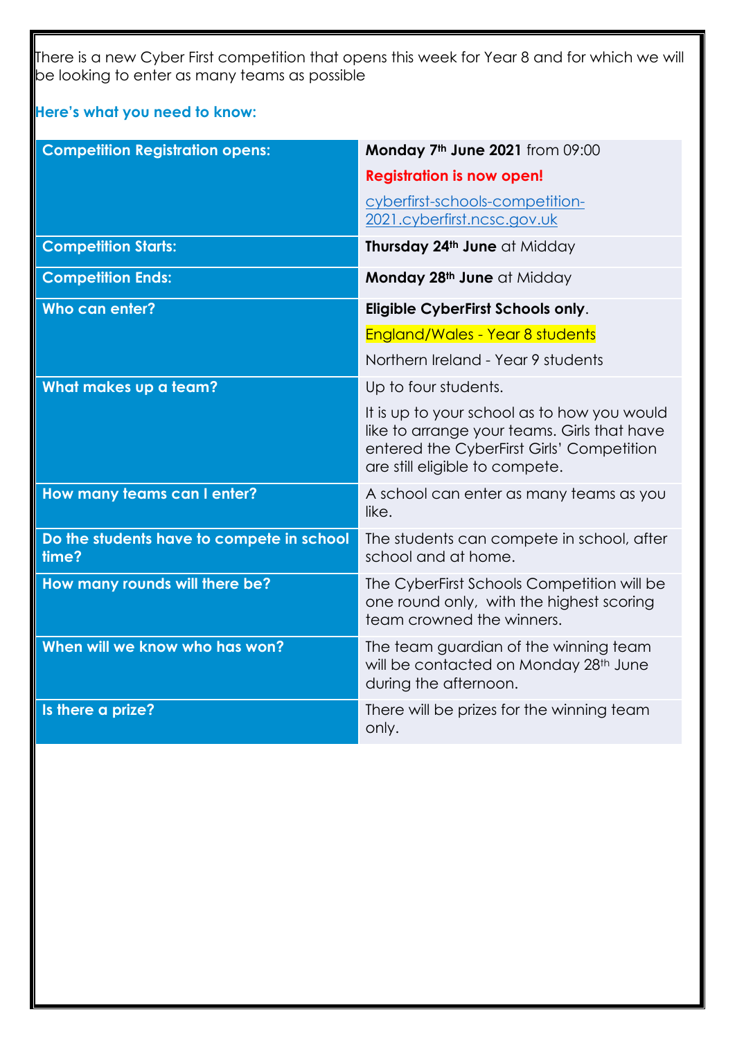There is a new Cyber First competition that opens this week for Year 8 and for which we will be looking to enter as many teams as possible

**Here's what you need to know:**

| | |
|---|---|
| **Competition Registration opens:** | **Monday 7th June 2021** from 09:00<br>**Registration is now open!**<br>cyberfirst-schools-competition-2021.cyberfirst.ncsc.gov.uk |
| **Competition Starts:** | **Thursday 24th June** at Midday |
| **Competition Ends:** | **Monday 28th June** at Midday |
| **Who can enter?** | **Eligible CyberFirst Schools only**.<br>England/Wales - Year 8 students<br>Northern Ireland - Year 9 students |
| **What makes up a team?** | Up to four students.<br>It is up to your school as to how you would like to arrange your teams. Girls that have entered the CyberFirst Girls' Competition are still eligible to compete. |
| **How many teams can I enter?** | A school can enter as many teams as you like. |
| **Do the students have to compete in school time?** | The students can compete in school, after school and at home. |
| **How many rounds will there be?** | The CyberFirst Schools Competition will be one round only, with the highest scoring team crowned the winners. |
| **When will we know who has won?** | The team guardian of the winning team will be contacted on Monday 28th June during the afternoon. |
| **Is there a prize?** | There will be prizes for the winning team only. |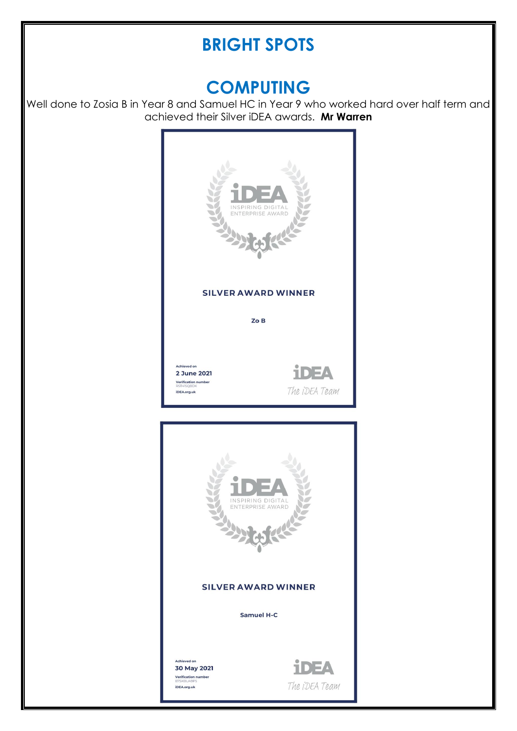# BRIGHT SPOTS

## COMPUTING

Well done to Zosia B in Year 8 and Samuel HC in Year 9 who worked hard over half term and achieved their Silver iDEA awards. **Mr Warren**

iDEA
INSPIRING DIGITAL ENTERPRISE AWARD

**SILVER AWARD WINNER**

**Zo B**

Achieved on
**2 June 2021**
Verification number
RST415QBDK
iDEA.org.uk

iDEA
The iDEA Team

iDEA
INSPIRING DIGITAL ENTERPRISE AWARD

**SILVER AWARD WINNER**

**Samuel H-C**

Achieved on
**30 May 2021**
Verification number
B7SKBUA9P5
iDEA.org.uk

iDEA
The iDEA Team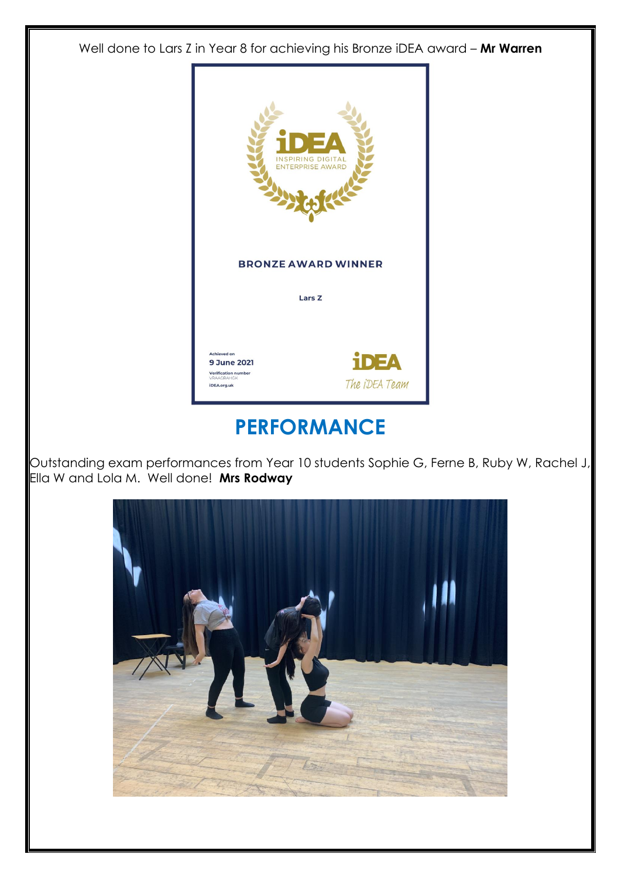Well done to Lars Z in Year 8 for achieving his Bronze iDEA award – **Mr Warren**

iDEA

INSPIRING DIGITAL ENTERPRISE AWARD

**BRONZE AWARD WINNER**

**Lars Z**

Achieved on
**9 June 2021**
Verification number
VRAAGRAHGK
iDEA.org.uk

iDEA
The iDEA Team

# PERFORMANCE

Outstanding exam performances from Year 10 students Sophie G, Ferne B, Ruby W, Rachel J, Ella W and Lola M. Well done! **Mrs Rodway**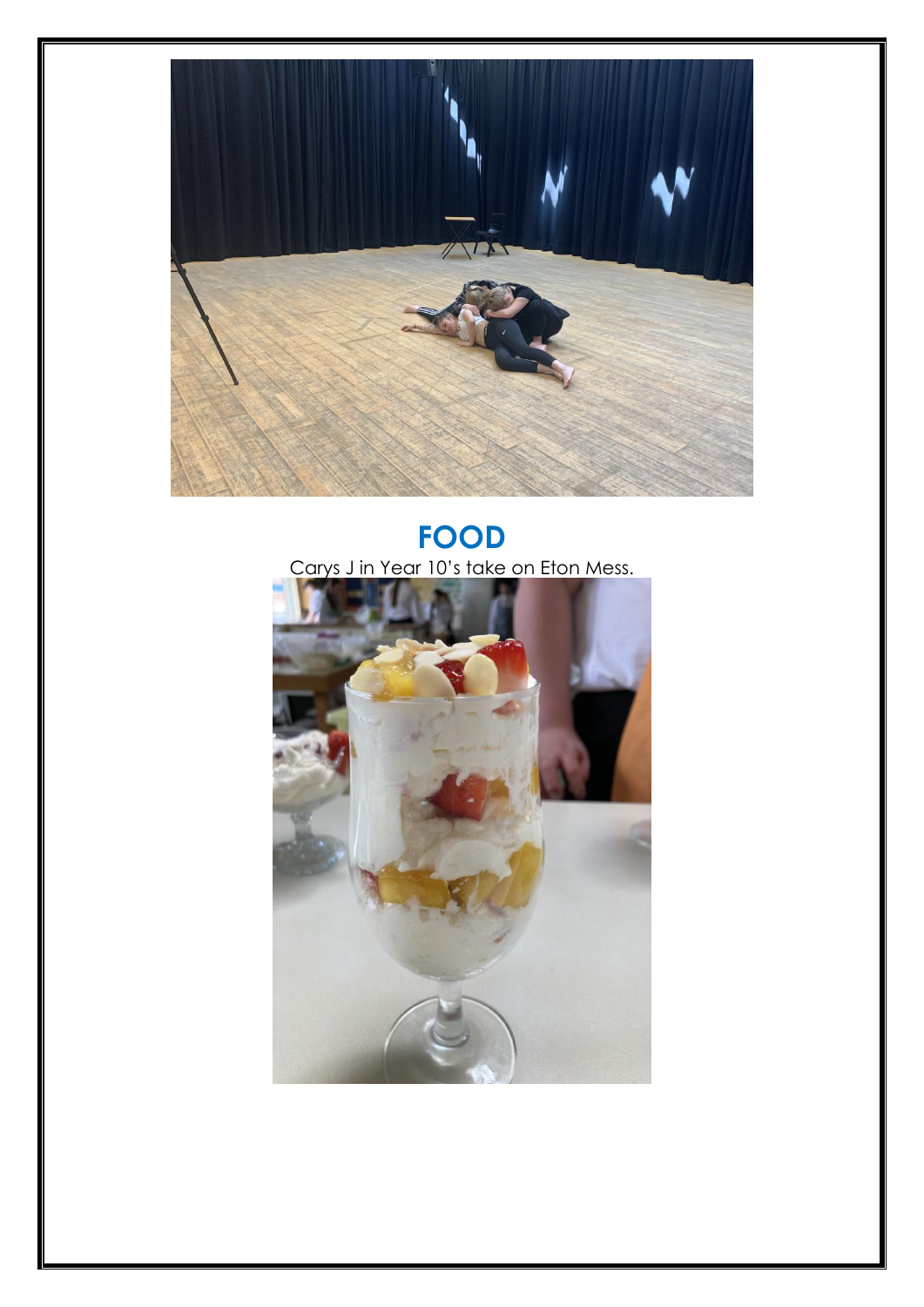## FOOD

Carys J in Year 10's take on Eton Mess.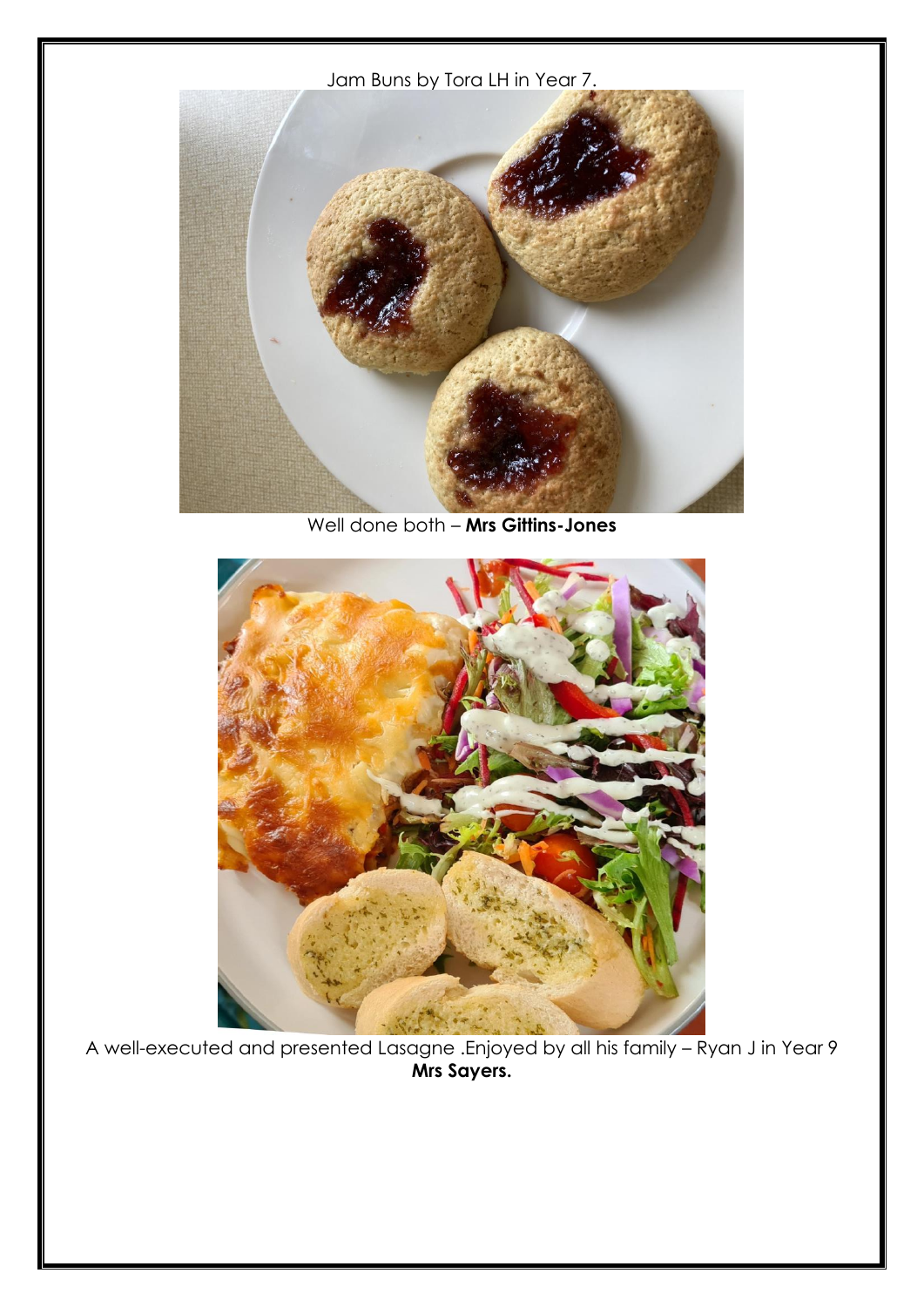Jam Buns by Tora LH in Year 7.

Well done both – **Mrs Gittins-Jones**

A well-executed and presented Lasagne .Enjoyed by all his family – Ryan J in Year 9
**Mrs Sayers.**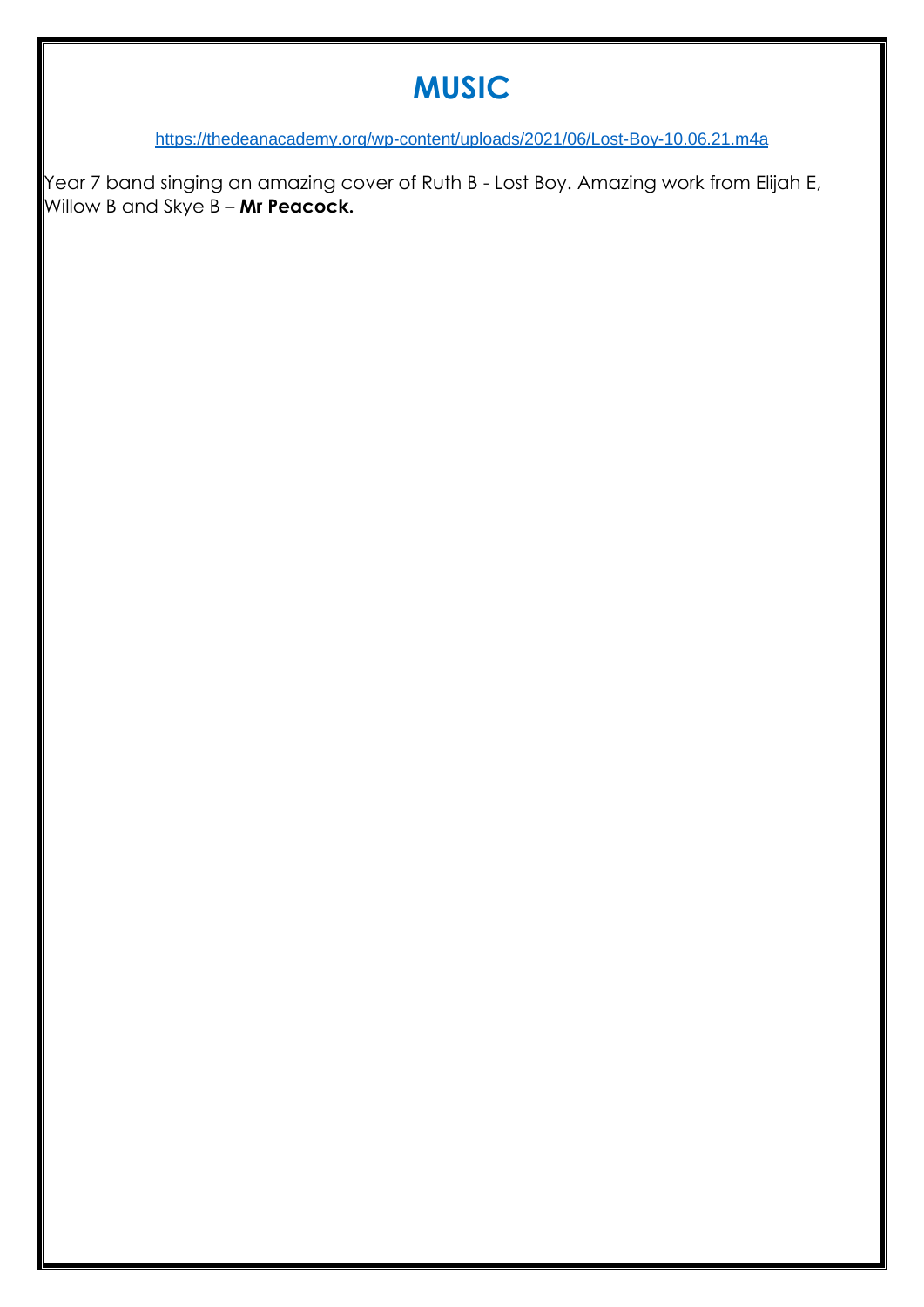# MUSIC

https://thedeanacademy.org/wp-content/uploads/2021/06/Lost-Boy-10.06.21.m4a

Year 7 band singing an amazing cover of Ruth B - Lost Boy. Amazing work from Elijah E, Willow B and Skye B – **Mr Peacock.**